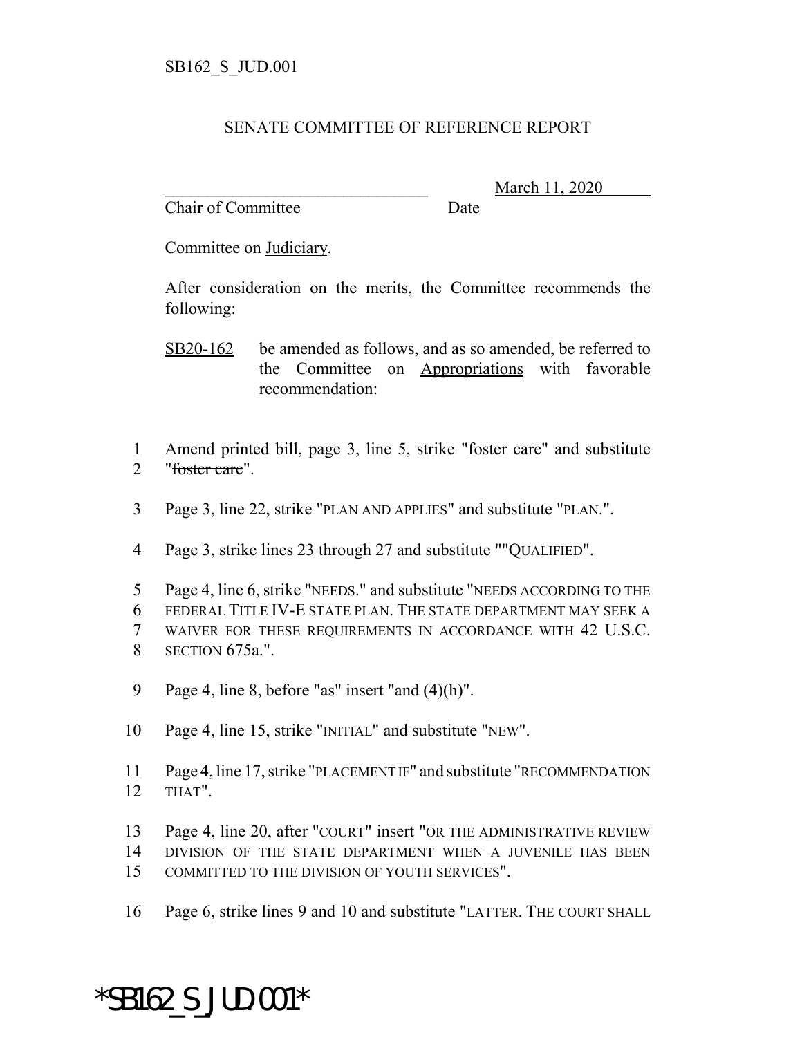SB162_S_JUD.001

SENATE COMMITTEE OF REFERENCE REPORT

_______________________________ March 11, 2020
Chair of Committee Date

Committee on Judiciary.

After consideration on the merits, the Committee recommends the following:

SB20-162 be amended as follows, and as so amended, be referred to the Committee on Appropriations with favorable recommendation:

1 Amend printed bill, page 3, line 5, strike "foster care" and substitute
2 "~~foster care~~".

3 Page 3, line 22, strike "PLAN AND APPLIES" and substitute "PLAN.".

4 Page 3, strike lines 23 through 27 and substitute ""QUALIFIED".

5 Page 4, line 6, strike "NEEDS." and substitute "NEEDS ACCORDING TO THE
6 FEDERAL TITLE IV-E STATE PLAN. THE STATE DEPARTMENT MAY SEEK A
7 WAIVER FOR THESE REQUIREMENTS IN ACCORDANCE WITH 42 U.S.C.
8 SECTION 675a.".

9 Page 4, line 8, before "as" insert "and (4)(h)".

10 Page 4, line 15, strike "INITIAL" and substitute "NEW".

11 Page 4, line 17, strike "PLACEMENT IF" and substitute "RECOMMENDATION
12 THAT".

13 Page 4, line 20, after "COURT" insert "OR THE ADMINISTRATIVE REVIEW
14 DIVISION OF THE STATE DEPARTMENT WHEN A JUVENILE HAS BEEN
15 COMMITTED TO THE DIVISION OF YOUTH SERVICES".

16 Page 6, strike lines 9 and 10 and substitute "LATTER. THE COURT SHALL

*SB162_S_JUD.001*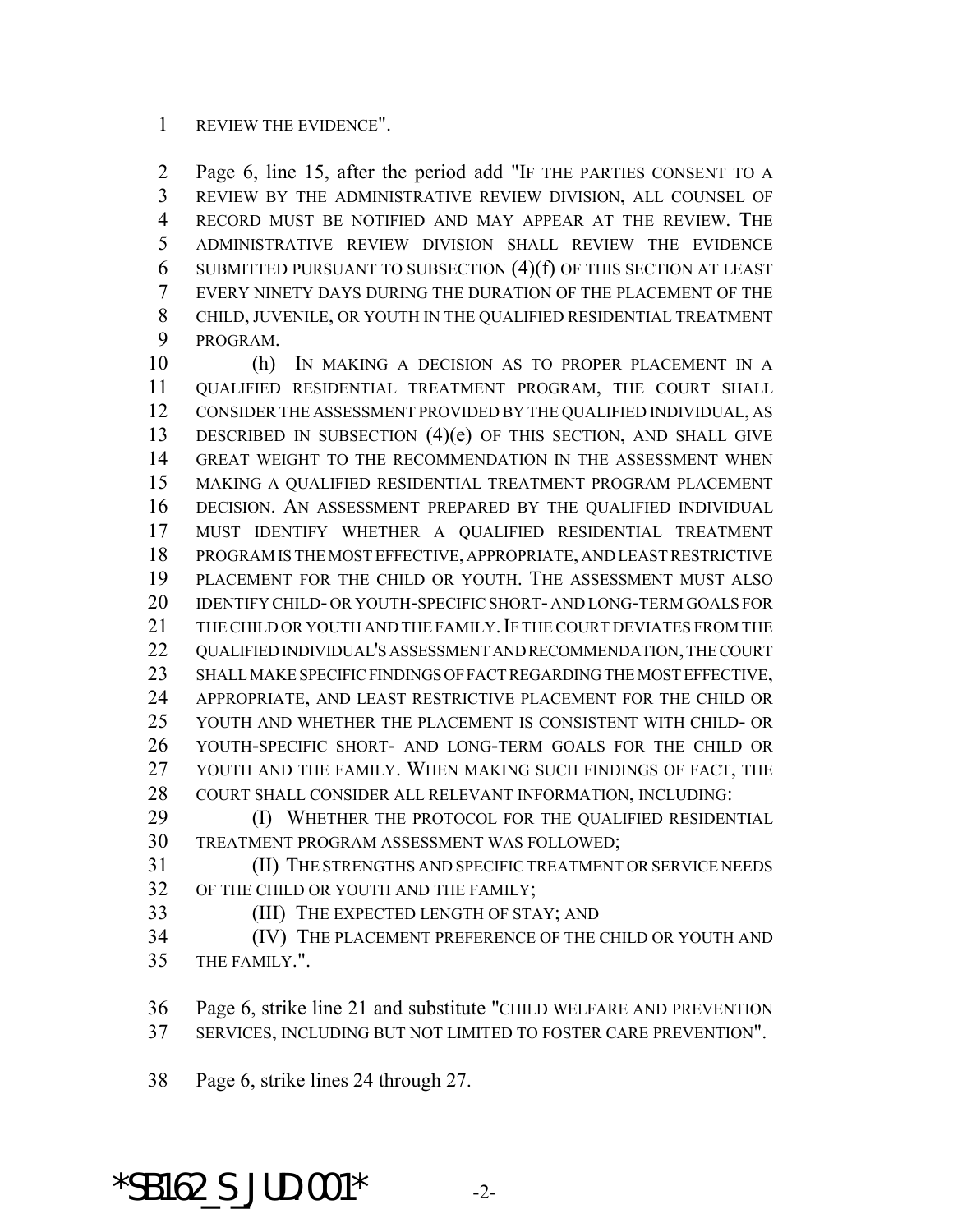REVIEW THE EVIDENCE".

Page 6, line 15, after the period add "IF THE PARTIES CONSENT TO A REVIEW BY THE ADMINISTRATIVE REVIEW DIVISION, ALL COUNSEL OF RECORD MUST BE NOTIFIED AND MAY APPEAR AT THE REVIEW. THE ADMINISTRATIVE REVIEW DIVISION SHALL REVIEW THE EVIDENCE SUBMITTED PURSUANT TO SUBSECTION (4)(f) OF THIS SECTION AT LEAST EVERY NINETY DAYS DURING THE DURATION OF THE PLACEMENT OF THE CHILD, JUVENILE, OR YOUTH IN THE QUALIFIED RESIDENTIAL TREATMENT PROGRAM.

(h) IN MAKING A DECISION AS TO PROPER PLACEMENT IN A QUALIFIED RESIDENTIAL TREATMENT PROGRAM, THE COURT SHALL CONSIDER THE ASSESSMENT PROVIDED BY THE QUALIFIED INDIVIDUAL, AS DESCRIBED IN SUBSECTION (4)(e) OF THIS SECTION, AND SHALL GIVE GREAT WEIGHT TO THE RECOMMENDATION IN THE ASSESSMENT WHEN MAKING A QUALIFIED RESIDENTIAL TREATMENT PROGRAM PLACEMENT DECISION. AN ASSESSMENT PREPARED BY THE QUALIFIED INDIVIDUAL MUST IDENTIFY WHETHER A QUALIFIED RESIDENTIAL TREATMENT PROGRAM IS THE MOST EFFECTIVE, APPROPRIATE, AND LEAST RESTRICTIVE PLACEMENT FOR THE CHILD OR YOUTH. THE ASSESSMENT MUST ALSO IDENTIFY CHILD- OR YOUTH-SPECIFIC SHORT- AND LONG-TERM GOALS FOR THE CHILD OR YOUTH AND THE FAMILY. IF THE COURT DEVIATES FROM THE QUALIFIED INDIVIDUAL'S ASSESSMENT AND RECOMMENDATION, THE COURT SHALL MAKE SPECIFIC FINDINGS OF FACT REGARDING THE MOST EFFECTIVE, APPROPRIATE, AND LEAST RESTRICTIVE PLACEMENT FOR THE CHILD OR YOUTH AND WHETHER THE PLACEMENT IS CONSISTENT WITH CHILD- OR YOUTH-SPECIFIC SHORT- AND LONG-TERM GOALS FOR THE CHILD OR YOUTH AND THE FAMILY. WHEN MAKING SUCH FINDINGS OF FACT, THE COURT SHALL CONSIDER ALL RELEVANT INFORMATION, INCLUDING:

(I) WHETHER THE PROTOCOL FOR THE QUALIFIED RESIDENTIAL TREATMENT PROGRAM ASSESSMENT WAS FOLLOWED;

(II) THE STRENGTHS AND SPECIFIC TREATMENT OR SERVICE NEEDS OF THE CHILD OR YOUTH AND THE FAMILY;

(III) THE EXPECTED LENGTH OF STAY; AND

(IV) THE PLACEMENT PREFERENCE OF THE CHILD OR YOUTH AND THE FAMILY.".

Page 6, strike line 21 and substitute "CHILD WELFARE AND PREVENTION SERVICES, INCLUDING BUT NOT LIMITED TO FOSTER CARE PREVENTION".

Page 6, strike lines 24 through 27.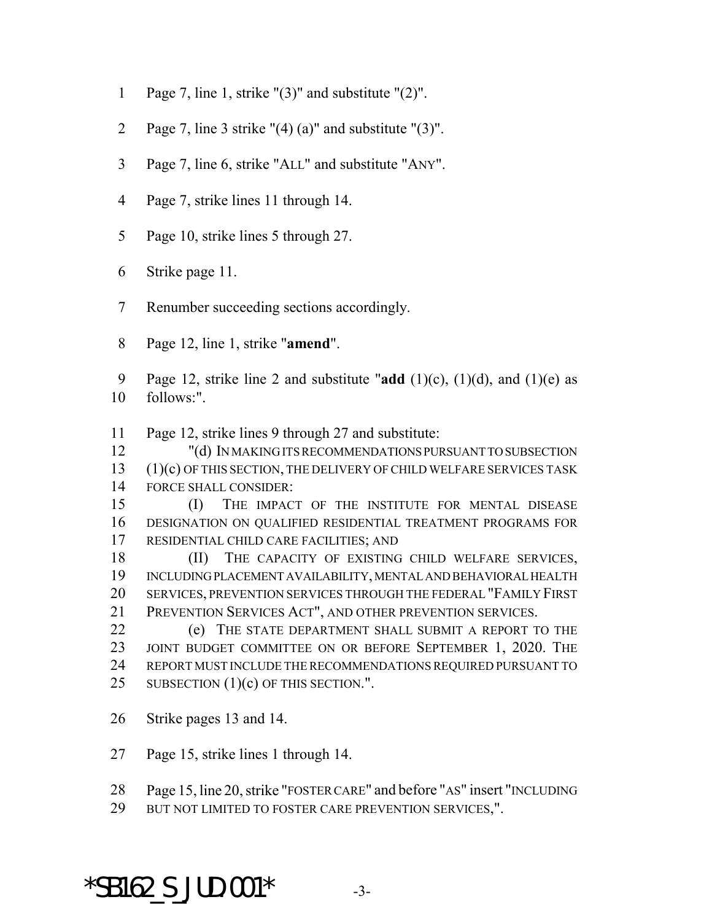Page 7, line 1, strike "(3)" and substitute "(2)".

Page 7, line 3 strike "(4) (a)" and substitute "(3)".

Page 7, line 6, strike "ALL" and substitute "ANY".

Page 7, strike lines 11 through 14.

Page 10, strike lines 5 through 27.

Strike page 11.

Renumber succeeding sections accordingly.

Page 12, line 1, strike "**amend**".

Page 12, strike line 2 and substitute "**add** (1)(c), (1)(d), and (1)(e) as follows:".

Page 12, strike lines 9 through 27 and substitute:

"(d) IN MAKING ITS RECOMMENDATIONS PURSUANT TO SUBSECTION (1)(c) OF THIS SECTION, THE DELIVERY OF CHILD WELFARE SERVICES TASK FORCE SHALL CONSIDER:

(I) THE IMPACT OF THE INSTITUTE FOR MENTAL DISEASE DESIGNATION ON QUALIFIED RESIDENTIAL TREATMENT PROGRAMS FOR RESIDENTIAL CHILD CARE FACILITIES; AND

(II) THE CAPACITY OF EXISTING CHILD WELFARE SERVICES, INCLUDING PLACEMENT AVAILABILITY, MENTAL AND BEHAVIORAL HEALTH SERVICES, PREVENTION SERVICES THROUGH THE FEDERAL "FAMILY FIRST PREVENTION SERVICES ACT", AND OTHER PREVENTION SERVICES.

(e) THE STATE DEPARTMENT SHALL SUBMIT A REPORT TO THE JOINT BUDGET COMMITTEE ON OR BEFORE SEPTEMBER 1, 2020. THE REPORT MUST INCLUDE THE RECOMMENDATIONS REQUIRED PURSUANT TO SUBSECTION (1)(c) OF THIS SECTION.".

Strike pages 13 and 14.

Page 15, strike lines 1 through 14.

Page 15, line 20, strike "FOSTER CARE" and before "AS" insert "INCLUDING BUT NOT LIMITED TO FOSTER CARE PREVENTION SERVICES,".

*SB162_S_JUD.001*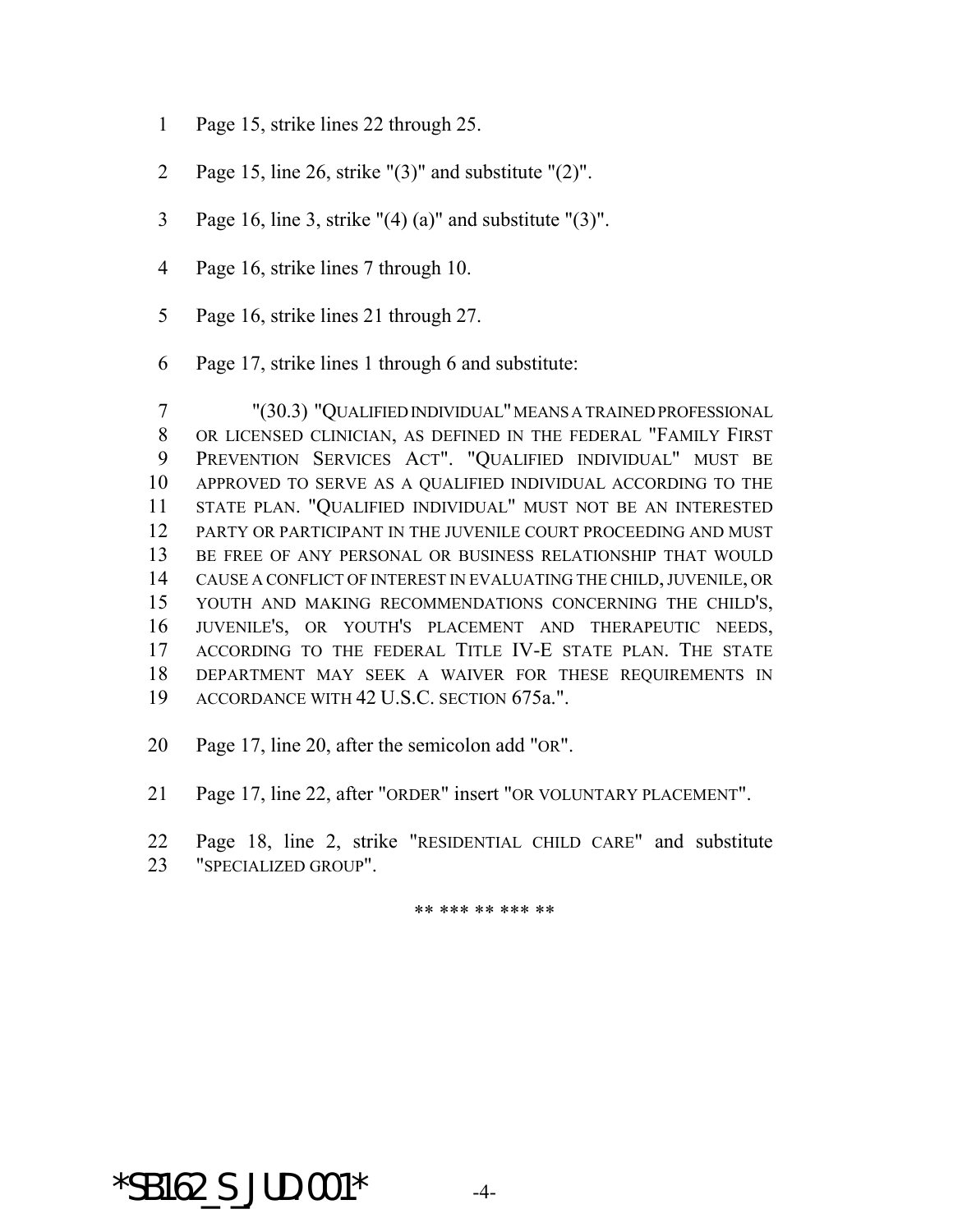Page 15, strike lines 22 through 25.

Page 15, line 26, strike "(3)" and substitute "(2)".

Page 16, line 3, strike "(4) (a)" and substitute "(3)".

Page 16, strike lines 7 through 10.

Page 16, strike lines 21 through 27.

Page 17, strike lines 1 through 6 and substitute:

"(30.3) "QUALIFIED INDIVIDUAL" MEANS A TRAINED PROFESSIONAL OR LICENSED CLINICIAN, AS DEFINED IN THE FEDERAL "FAMILY FIRST PREVENTION SERVICES ACT". "QUALIFIED INDIVIDUAL" MUST BE APPROVED TO SERVE AS A QUALIFIED INDIVIDUAL ACCORDING TO THE STATE PLAN. "QUALIFIED INDIVIDUAL" MUST NOT BE AN INTERESTED PARTY OR PARTICIPANT IN THE JUVENILE COURT PROCEEDING AND MUST BE FREE OF ANY PERSONAL OR BUSINESS RELATIONSHIP THAT WOULD CAUSE A CONFLICT OF INTEREST IN EVALUATING THE CHILD, JUVENILE, OR YOUTH AND MAKING RECOMMENDATIONS CONCERNING THE CHILD'S, JUVENILE'S, OR YOUTH'S PLACEMENT AND THERAPEUTIC NEEDS, ACCORDING TO THE FEDERAL TITLE IV-E STATE PLAN. THE STATE DEPARTMENT MAY SEEK A WAIVER FOR THESE REQUIREMENTS IN ACCORDANCE WITH 42 U.S.C. SECTION 675a.".

Page 17, line 20, after the semicolon add "OR".

Page 17, line 22, after "ORDER" insert "OR VOLUNTARY PLACEMENT".

Page 18, line 2, strike "RESIDENTIAL CHILD CARE" and substitute "SPECIALIZED GROUP".

** *** ** *** **